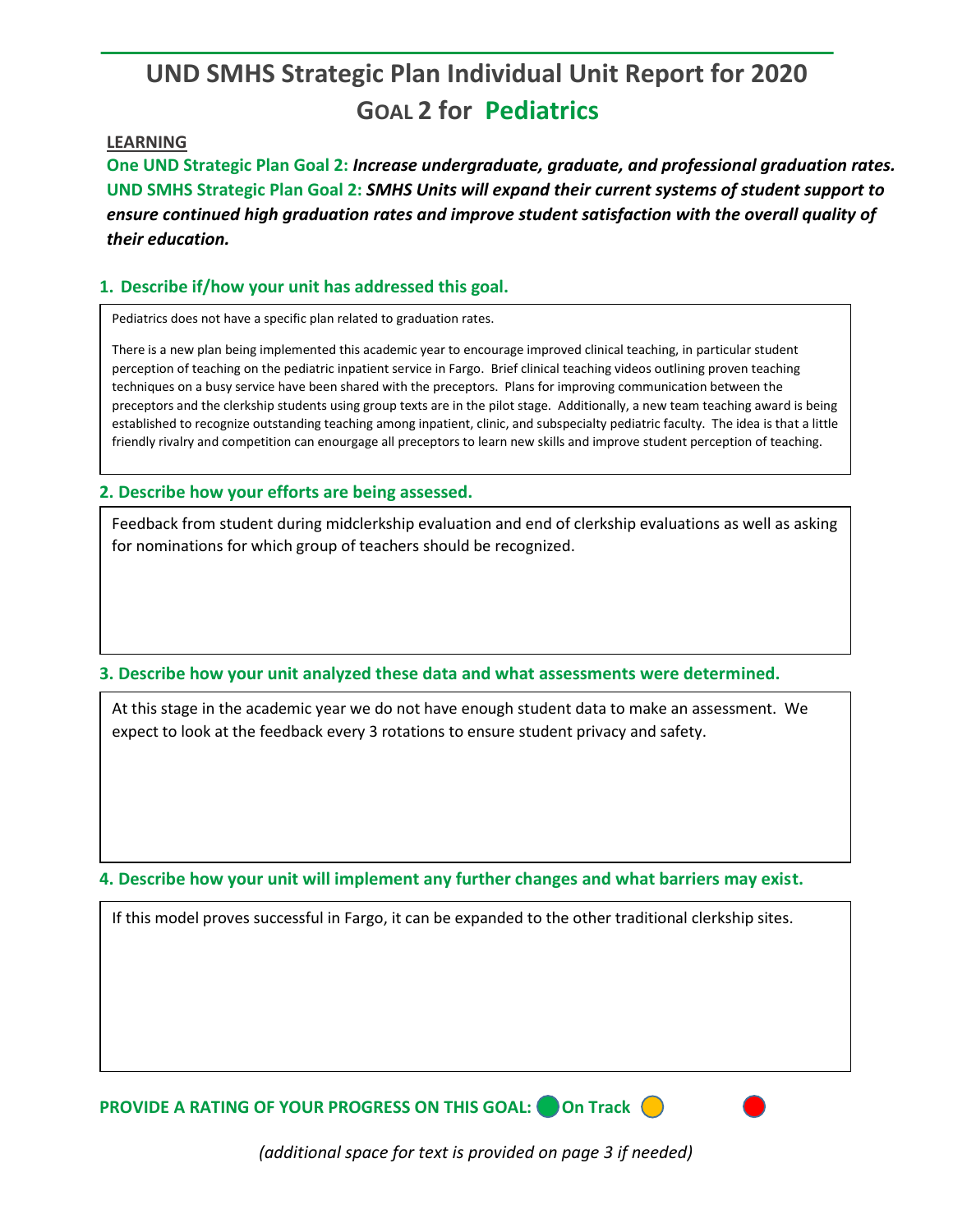# UND SMHS Strategic Plan Individual Unit Report for 2020

## GOAL 2 for Pediatrics

**LEARNING**

**One UND Strategic Plan Goal 2:** ***Increase undergraduate, graduate, and professional graduation rates.***
**UND SMHS Strategic Plan Goal 2:** ***SMHS Units will expand their current systems of student support to ensure continued high graduation rates and improve student satisfaction with the overall quality of their education.***

### 1. Describe if/how your unit has addressed this goal.

Pediatrics does not have a specific plan related to graduation rates.

There is a new plan being implemented this academic year to encourage improved clinical teaching, in particular student perception of teaching on the pediatric inpatient service in Fargo. Brief clinical teaching videos outlining proven teaching techniques on a busy service have been shared with the preceptors. Plans for improving communication between the preceptors and the clerkship students using group texts are in the pilot stage. Additionally, a new team teaching award is being established to recognize outstanding teaching among inpatient, clinic, and subspecialty pediatric faculty. The idea is that a little friendly rivalry and competition can enourgage all preceptors to learn new skills and improve student perception of teaching.

### 2. Describe how your efforts are being assessed.

Feedback from student during midclerkship evaluation and end of clerkship evaluations as well as asking for nominations for which group of teachers should be recognized.

### 3. Describe how your unit analyzed these data and what assessments were determined.

At this stage in the academic year we do not have enough student data to make an assessment. We expect to look at the feedback every 3 rotations to ensure student privacy and safety.

### 4. Describe how your unit will implement any further changes and what barriers may exist.

If this model proves successful in Fargo, it can be expanded to the other traditional clerkship sites.

**PROVIDE A RATING OF YOUR PROGRESS ON THIS GOAL:** On Track

*(additional space for text is provided on page 3 if needed)*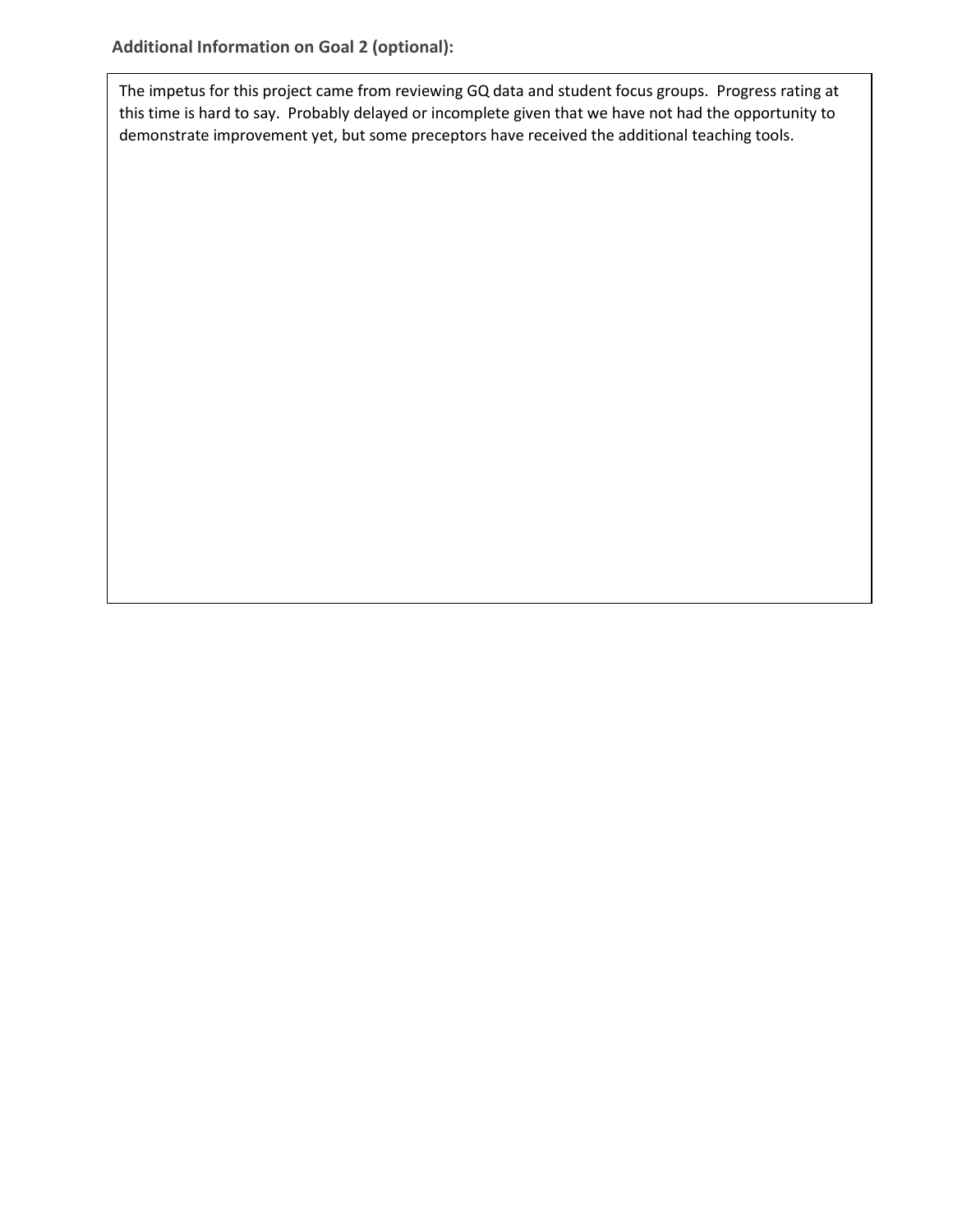**Additional Information on Goal 2 (optional):**

The impetus for this project came from reviewing GQ data and student focus groups. Progress rating at this time is hard to say. Probably delayed or incomplete given that we have not had the opportunity to demonstrate improvement yet, but some preceptors have received the additional teaching tools.